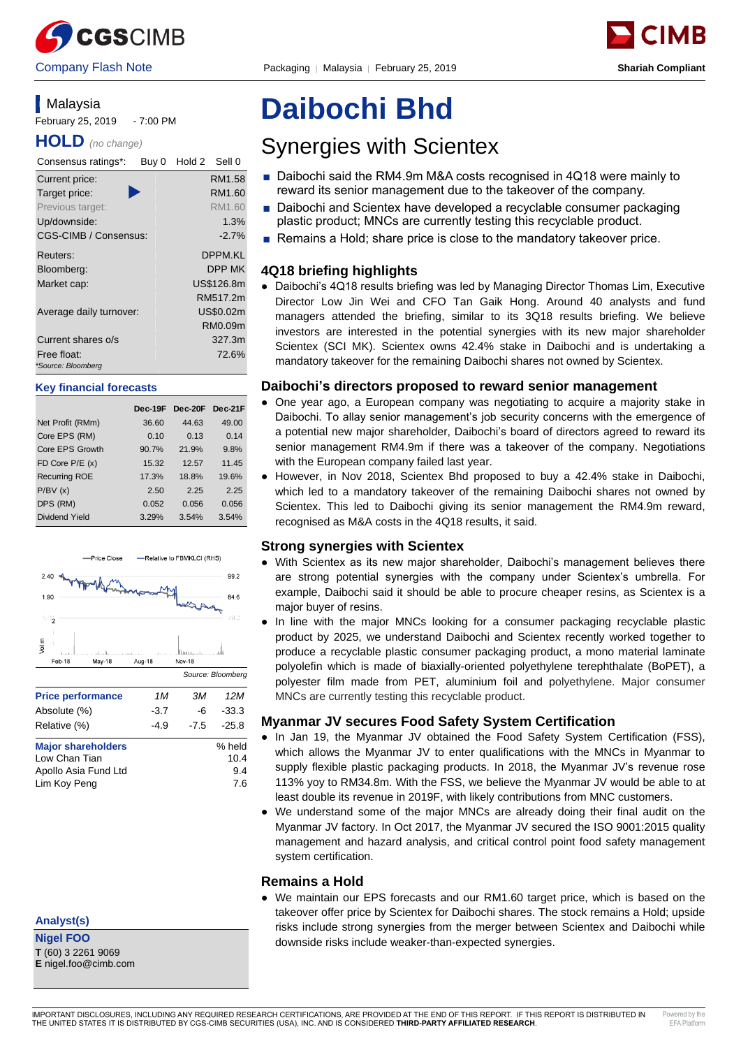Company Flash Note | Packaging | Malaysia | February 25, 2019 | Shariah Compliant

# Daibochi Bhd

## Synergies with Scientex

- Daibochi said the RM4.9m M&A costs recognised in 4Q18 were mainly to reward its senior management due to the takeover of the company.
- Daibochi and Scientex have developed a recyclable consumer packaging plastic product; MNCs are currently testing this recyclable product.
- Remains a Hold; share price is close to the mandatory takeover price.

### 4Q18 briefing highlights

- Daibochi's 4Q18 results briefing was led by Managing Director Thomas Lim, Executive Director Low Jin Wei and CFO Tan Gaik Hong. Around 40 analysts and fund managers attended the briefing, similar to its 3Q18 results briefing. We believe investors are interested in the potential synergies with its new major shareholder Scientex (SCI MK). Scientex owns 42.4% stake in Daibochi and is undertaking a mandatory takeover for the remaining Daibochi shares not owned by Scientex.

### Daibochi's directors proposed to reward senior management

- One year ago, a European company was negotiating to acquire a majority stake in Daibochi. To allay senior management's job security concerns with the emergence of a potential new major shareholder, Daibochi's board of directors agreed to reward its senior management RM4.9m if there was a takeover of the company. Negotiations with the European company failed last year.
- However, in Nov 2018, Scientex Bhd proposed to buy a 42.4% stake in Daibochi, which led to a mandatory takeover of the remaining Daibochi shares not owned by Scientex. This led to Daibochi giving its senior management the RM4.9m reward, recognised as M&A costs in the 4Q18 results, it said.

### Strong synergies with Scientex

- With Scientex as its new major shareholder, Daibochi's management believes there are strong potential synergies with the company under Scientex's umbrella. For example, Daibochi said it should be able to procure cheaper resins, as Scientex is a major buyer of resins.
- In line with the major MNCs looking for a consumer packaging recyclable plastic product by 2025, we understand Daibochi and Scientex recently worked together to produce a recyclable plastic consumer packaging product, a mono material laminate polyolefin which is made of biaxially-oriented polyethylene terephthalate (BoPET), a polyester film made from PET, aluminium foil and polyethylene. Major consumer MNCs are currently testing this recyclable product.

### Myanmar JV secures Food Safety System Certification

- In Jan 19, the Myanmar JV obtained the Food Safety System Certification (FSS), which allows the Myanmar JV to enter qualifications with the MNCs in Myanmar to supply flexible plastic packaging products. In 2018, the Myanmar JV's revenue rose 113% yoy to RM34.8m. With the FSS, we believe the Myanmar JV would be able to at least double its revenue in 2019F, with likely contributions from MNC customers.
- We understand some of the major MNCs are already doing their final audit on the Myanmar JV factory. In Oct 2017, the Myanmar JV secured the ISO 9001:2015 quality management and hazard analysis, and critical control point food safety management system certification.

### Remains a Hold

- We maintain our EPS forecasts and our RM1.60 target price, which is based on the takeover offer price by Scientex for Daibochi shares. The stock remains a Hold; upside risks include strong synergies from the merger between Scientex and Daibochi while downside risks include weaker-than-expected synergies.

---

**Malaysia**
February 25, 2019 - 7:00 PM

**HOLD** *(no change)*

| Consensus ratings*: | Buy 0 | Hold 2 | Sell 0 |
|---|---|---|---|

| | |
|---|---|
| Current price: | RM1.58 |
| Target price: | RM1.60 |
| Previous target: | RM1.60 |
| Up/downside: | 1.3% |
| CGS-CIMB / Consensus: | -2.7% |
| Reuters: | DPPM.KL |
| Bloomberg: | DPP MK |
| Market cap: | US$126.8m |
| | RM517.2m |
| Average daily turnover: | US$0.02m |
| | RM0.09m |
| Current shares o/s | 327.3m |
| Free float: | 72.6% |

*Source: Bloomberg

**Key financial forecasts**

| | Dec-19F | Dec-20F | Dec-21F |
|---|---|---|---|
| Net Profit (RMm) | 36.60 | 44.63 | 49.00 |
| Core EPS (RM) | 0.10 | 0.13 | 0.14 |
| Core EPS Growth | 90.7% | 21.9% | 9.8% |
| FD Core P/E (x) | 15.32 | 12.57 | 11.45 |
| Recurring ROE | 17.3% | 18.8% | 19.6% |
| P/BV (x) | 2.50 | 2.25 | 2.25 |
| DPS (RM) | 0.052 | 0.056 | 0.056 |
| Dividend Yield | 3.29% | 3.54% | 3.54% |

Source: Bloomberg

| Price performance | 1M | 3M | 12M |
|---|---|---|---|
| Absolute (%) | -3.7 | -6 | -33.3 |
| Relative (%) | -4.9 | -7.5 | -25.8 |

| Major shareholders | % held |
|---|---|
| Low Chan Tian | 10.4 |
| Apollo Asia Fund Ltd | 9.4 |
| Lim Koy Peng | 7.6 |

**Analyst(s)**

**Nigel FOO**
**T** (60) 3 2261 9069
**E** nigel.foo@cimb.com

IMPORTANT DISCLOSURES, INCLUDING ANY REQUIRED RESEARCH CERTIFICATIONS, ARE PROVIDED AT THE END OF THIS REPORT. IF THIS REPORT IS DISTRIBUTED IN THE UNITED STATES IT IS DISTRIBUTED BY CGS-CIMB SECURITIES (USA), INC. AND IS CONSIDERED **THIRD-PARTY AFFILIATED RESEARCH**.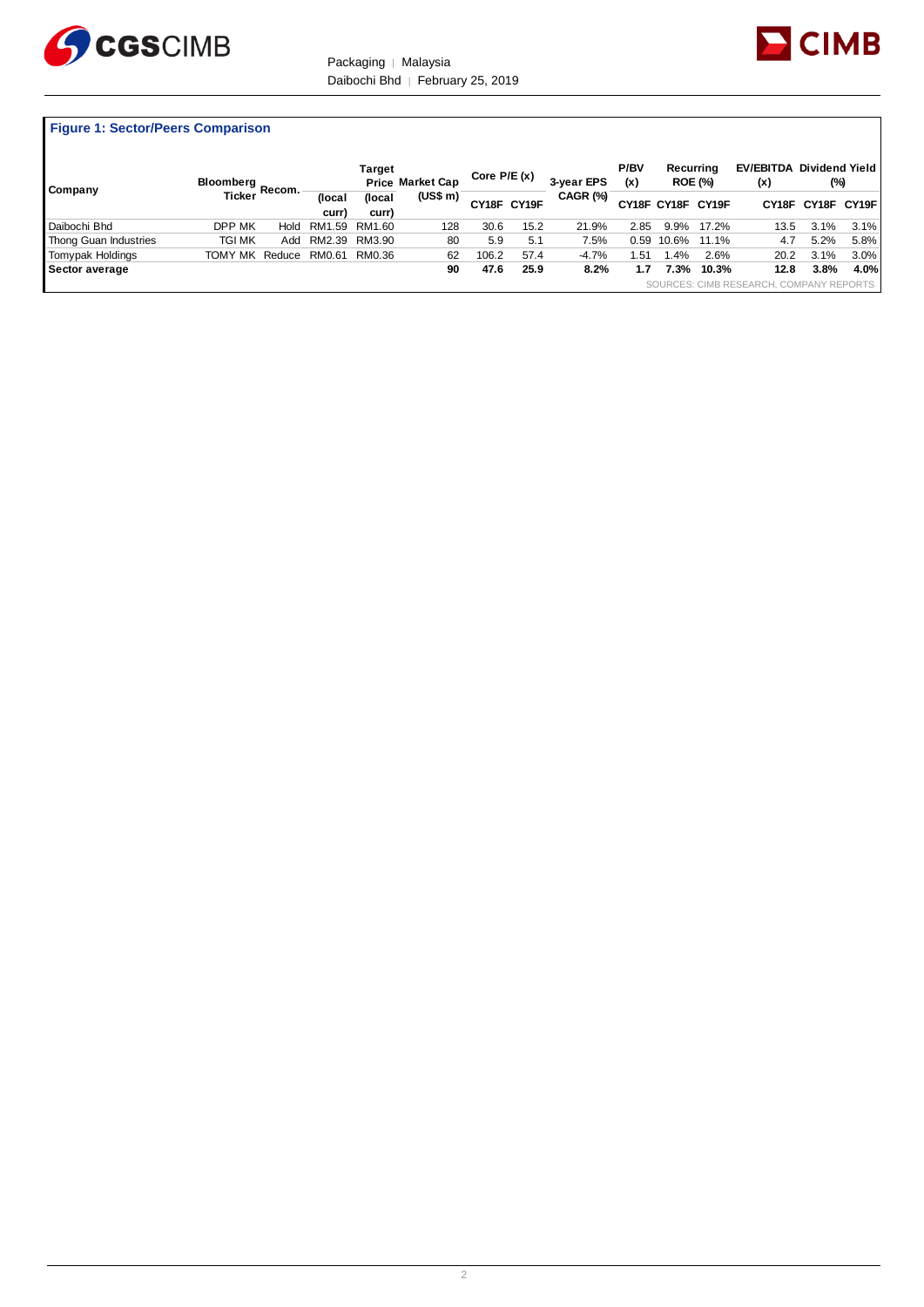**Figure 1: Sector/Peers Comparison**

| Company | Bloomberg Ticker | Recom. | Price (local curr) | Target Price (local curr) | Market Cap (US$ m) | Core P/E (x) | | 3-year EPS CAGR (%) | P/BV (x) | Recurring ROE (%) | | EV/EBITDA (x) | Dividend Yield (%) | |
|---|---|---|---|---|---|---|---|---|---|---|---|---|---|---|
| | | | | | | CY18F | CY19F | | CY18F | CY18F | CY19F | CY18F | CY18F | CY19F |
| Daibochi Bhd | DPP MK | Hold | RM1.59 | RM1.60 | 128 | 30.6 | 15.2 | 21.9% | 2.85 | 9.9% | 17.2% | 13.5 | 3.1% | 3.1% |
| Thong Guan Industries | TGI MK | Add | RM2.39 | RM3.90 | 80 | 5.9 | 5.1 | 7.5% | 0.59 | 10.6% | 11.1% | 4.7 | 5.2% | 5.8% |
| Tomypak Holdings | TOMY MK | Reduce | RM0.61 | RM0.36 | 62 | 106.2 | 57.4 | -4.7% | 1.51 | 1.4% | 2.6% | 20.2 | 3.1% | 3.0% |
| **Sector average** | | | | | **90** | **47.6** | **25.9** | **8.2%** | **1.7** | **7.3%** | **10.3%** | **12.8** | **3.8%** | **4.0%** |

SOURCES: CIMB RESEARCH, COMPANY REPORTS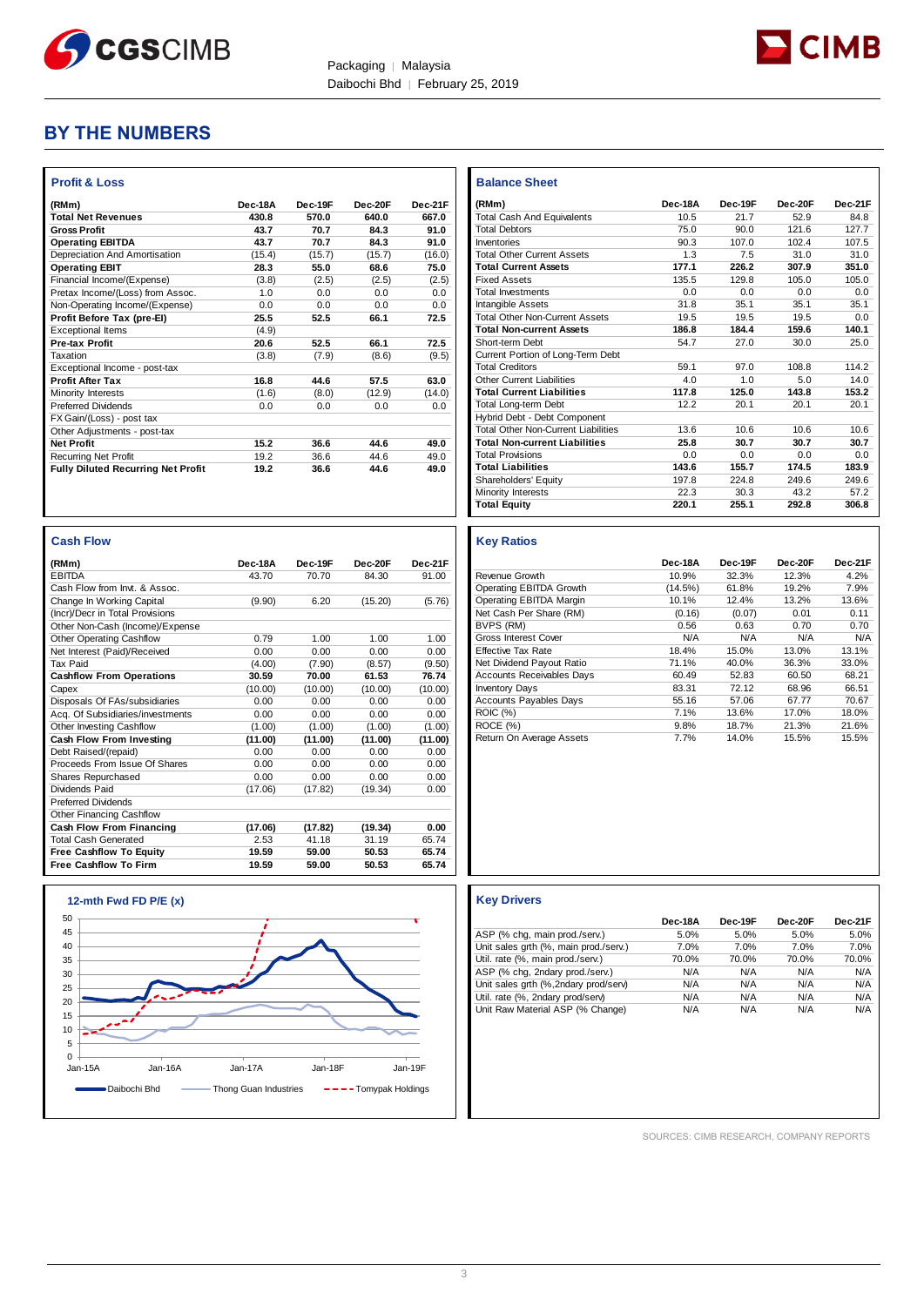# BY THE NUMBERS

## Profit & Loss

| (RMm) | Dec-18A | Dec-19F | Dec-20F | Dec-21F |
|---|---|---|---|---|
| **Total Net Revenues** | **430.8** | **570.0** | **640.0** | **667.0** |
| **Gross Profit** | **43.7** | **70.7** | **84.3** | **91.0** |
| **Operating EBITDA** | **43.7** | **70.7** | **84.3** | **91.0** |
| Depreciation And Amortisation | (15.4) | (15.7) | (15.7) | (16.0) |
| **Operating EBIT** | **28.3** | **55.0** | **68.6** | **75.0** |
| Financial Income/(Expense) | (3.8) | (2.5) | (2.5) | (2.5) |
| Pretax Income/(Loss) from Assoc. | 1.0 | 0.0 | 0.0 | 0.0 |
| Non-Operating Income/(Expense) | 0.0 | 0.0 | 0.0 | 0.0 |
| **Profit Before Tax (pre-EI)** | **25.5** | **52.5** | **66.1** | **72.5** |
| Exceptional Items | (4.9) | | | |
| **Pre-tax Profit** | **20.6** | **52.5** | **66.1** | **72.5** |
| Taxation | (3.8) | (7.9) | (8.6) | (9.5) |
| Exceptional Income - post-tax | | | | |
| **Profit After Tax** | **16.8** | **44.6** | **57.5** | **63.0** |
| Minority Interests | (1.6) | (8.0) | (12.9) | (14.0) |
| Preferred Dividends | 0.0 | 0.0 | 0.0 | 0.0 |
| FX Gain/(Loss) - post tax | | | | |
| Other Adjustments - post-tax | | | | |
| **Net Profit** | **15.2** | **36.6** | **44.6** | **49.0** |
| Recurring Net Profit | 19.2 | 36.6 | 44.6 | 49.0 |
| **Fully Diluted Recurring Net Profit** | **19.2** | **36.6** | **44.6** | **49.0** |

## Balance Sheet

| (RMm) | Dec-18A | Dec-19F | Dec-20F | Dec-21F |
|---|---|---|---|---|
| Total Cash And Equivalents | 10.5 | 21.7 | 52.9 | 84.8 |
| Total Debtors | 75.0 | 90.0 | 121.6 | 127.7 |
| Inventories | 90.3 | 107.0 | 102.4 | 107.5 |
| Total Other Current Assets | 1.3 | 7.5 | 31.0 | 31.0 |
| **Total Current Assets** | **177.1** | **226.2** | **307.9** | **351.0** |
| Fixed Assets | 135.5 | 129.8 | 105.0 | 105.0 |
| Total Investments | 0.0 | 0.0 | 0.0 | 0.0 |
| Intangible Assets | 31.8 | 35.1 | 35.1 | 35.1 |
| Total Other Non-Current Assets | 19.5 | 19.5 | 19.5 | 0.0 |
| **Total Non-current Assets** | **186.8** | **184.4** | **159.6** | **140.1** |
| Short-term Debt | 54.7 | 27.0 | 30.0 | 25.0 |
| Current Portion of Long-Term Debt | | | | |
| Total Creditors | 59.1 | 97.0 | 108.8 | 114.2 |
| Other Current Liabilities | 4.0 | 1.0 | 5.0 | 14.0 |
| **Total Current Liabilities** | **117.8** | **125.0** | **143.8** | **153.2** |
| Total Long-term Debt | 12.2 | 20.1 | 20.1 | 20.1 |
| Hybrid Debt - Debt Component | | | | |
| Total Other Non-Current Liabilities | 13.6 | 10.6 | 10.6 | 10.6 |
| **Total Non-current Liabilities** | **25.8** | **30.7** | **30.7** | **30.7** |
| Total Provisions | 0.0 | 0.0 | 0.0 | 0.0 |
| **Total Liabilities** | **143.6** | **155.7** | **174.5** | **183.9** |
| Shareholders' Equity | 197.8 | 224.8 | 249.6 | 249.6 |
| Minority Interests | 22.3 | 30.3 | 43.2 | 57.2 |
| **Total Equity** | **220.1** | **255.1** | **292.8** | **306.8** |

## Cash Flow

| (RMm) | Dec-18A | Dec-19F | Dec-20F | Dec-21F |
|---|---|---|---|---|
| EBITDA | 43.70 | 70.70 | 84.30 | 91.00 |
| Cash Flow from Invt. & Assoc. | | | | |
| Change In Working Capital | (9.90) | 6.20 | (15.20) | (5.76) |
| (Incr)/Decr in Total Provisions | | | | |
| Other Non-Cash (Income)/Expense | | | | |
| Other Operating Cashflow | 0.79 | 1.00 | 1.00 | 1.00 |
| Net Interest (Paid)/Received | 0.00 | 0.00 | 0.00 | 0.00 |
| Tax Paid | (4.00) | (7.90) | (8.57) | (9.50) |
| **Cashflow From Operations** | **30.59** | **70.00** | **61.53** | **76.74** |
| Capex | (10.00) | (10.00) | (10.00) | (10.00) |
| Disposals Of FAs/subsidiaries | 0.00 | 0.00 | 0.00 | 0.00 |
| Acq. Of Subsidiaries/investments | 0.00 | 0.00 | 0.00 | 0.00 |
| Other Investing Cashflow | (1.00) | (1.00) | (1.00) | (1.00) |
| **Cash Flow From Investing** | **(11.00)** | **(11.00)** | **(11.00)** | **(11.00)** |
| Debt Raised/(repaid) | 0.00 | 0.00 | 0.00 | 0.00 |
| Proceeds From Issue Of Shares | 0.00 | 0.00 | 0.00 | 0.00 |
| Shares Repurchased | 0.00 | 0.00 | 0.00 | 0.00 |
| Dividends Paid | (17.06) | (17.82) | (19.34) | 0.00 |
| Preferred Dividends | | | | |
| Other Financing Cashflow | | | | |
| **Cash Flow From Financing** | **(17.06)** | **(17.82)** | **(19.34)** | **0.00** |
| Total Cash Generated | 2.53 | 41.18 | 31.19 | 65.74 |
| **Free Cashflow To Equity** | **19.59** | **59.00** | **50.53** | **65.74** |
| **Free Cashflow To Firm** | **19.59** | **59.00** | **50.53** | **65.74** |

## Key Ratios

| | Dec-18A | Dec-19F | Dec-20F | Dec-21F |
|---|---|---|---|---|
| Revenue Growth | 10.9% | 32.3% | 12.3% | 4.2% |
| Operating EBITDA Growth | (14.5%) | 61.8% | 19.2% | 7.9% |
| Operating EBITDA Margin | 10.1% | 12.4% | 13.2% | 13.6% |
| Net Cash Per Share (RM) | (0.16) | (0.07) | 0.01 | 0.11 |
| BVPS (RM) | 0.56 | 0.63 | 0.70 | 0.70 |
| Gross Interest Cover | N/A | N/A | N/A | N/A |
| Effective Tax Rate | 18.4% | 15.0% | 13.0% | 13.1% |
| Net Dividend Payout Ratio | 71.1% | 40.0% | 36.3% | 33.0% |
| Accounts Receivables Days | 60.49 | 52.83 | 60.50 | 68.21 |
| Inventory Days | 83.31 | 72.12 | 68.96 | 66.51 |
| Accounts Payables Days | 55.16 | 57.06 | 67.77 | 70.67 |
| ROIC (%) | 7.1% | 13.6% | 17.0% | 18.0% |
| ROCE (%) | 9.8% | 18.7% | 21.3% | 21.6% |
| Return On Average Assets | 7.7% | 14.0% | 15.5% | 15.5% |

## 12-mth Fwd FD P/E (x)

Chart legend: Daibochi Bhd; Thong Guan Industries; Tomypak Holdings (Jan-15A to Jan-19F)

## Key Drivers

| | Dec-18A | Dec-19F | Dec-20F | Dec-21F |
|---|---|---|---|---|
| ASP (% chg, main prod./serv.) | 5.0% | 5.0% | 5.0% | 5.0% |
| Unit sales grth (%, main prod./serv.) | 7.0% | 7.0% | 7.0% | 7.0% |
| Util. rate (%, main prod./serv.) | 70.0% | 70.0% | 70.0% | 70.0% |
| ASP (% chg, 2ndary prod./serv.) | N/A | N/A | N/A | N/A |
| Unit sales grth (%,2ndary prod/serv) | N/A | N/A | N/A | N/A |
| Util. rate (%, 2ndary prod/serv) | N/A | N/A | N/A | N/A |
| Unit Raw Material ASP (% Change) | N/A | N/A | N/A | N/A |

SOURCES: CIMB RESEARCH, COMPANY REPORTS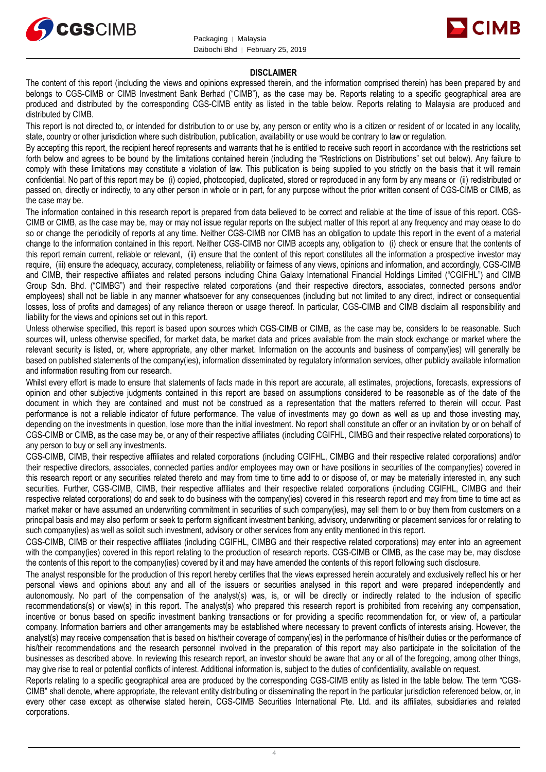## DISCLAIMER

The content of this report (including the views and opinions expressed therein, and the information comprised therein) has been prepared by and belongs to CGS-CIMB or CIMB Investment Bank Berhad ("CIMB"), as the case may be. Reports relating to a specific geographical area are produced and distributed by the corresponding CGS-CIMB entity as listed in the table below. Reports relating to Malaysia are produced and distributed by CIMB.

This report is not directed to, or intended for distribution to or use by, any person or entity who is a citizen or resident of or located in any locality, state, country or other jurisdiction where such distribution, publication, availability or use would be contrary to law or regulation.

By accepting this report, the recipient hereof represents and warrants that he is entitled to receive such report in accordance with the restrictions set forth below and agrees to be bound by the limitations contained herein (including the "Restrictions on Distributions" set out below). Any failure to comply with these limitations may constitute a violation of law. This publication is being supplied to you strictly on the basis that it will remain confidential. No part of this report may be (i) copied, photocopied, duplicated, stored or reproduced in any form by any means or (ii) redistributed or passed on, directly or indirectly, to any other person in whole or in part, for any purpose without the prior written consent of CGS-CIMB or CIMB, as the case may be.

The information contained in this research report is prepared from data believed to be correct and reliable at the time of issue of this report. CGS-CIMB or CIMB, as the case may be, may or may not issue regular reports on the subject matter of this report at any frequency and may cease to do so or change the periodicity of reports at any time. Neither CGS-CIMB nor CIMB has an obligation to update this report in the event of a material change to the information contained in this report. Neither CGS-CIMB nor CIMB accepts any, obligation to (i) check or ensure that the contents of this report remain current, reliable or relevant, (ii) ensure that the content of this report constitutes all the information a prospective investor may require, (iii) ensure the adequacy, accuracy, completeness, reliability or fairness of any views, opinions and information, and accordingly, CGS-CIMB and CIMB, their respective affiliates and related persons including China Galaxy International Financial Holdings Limited ("CGIFHL") and CIMB Group Sdn. Bhd. ("CIMBG") and their respective related corporations (and their respective directors, associates, connected persons and/or employees) shall not be liable in any manner whatsoever for any consequences (including but not limited to any direct, indirect or consequential losses, loss of profits and damages) of any reliance thereon or usage thereof. In particular, CGS-CIMB and CIMB disclaim all responsibility and liability for the views and opinions set out in this report.

Unless otherwise specified, this report is based upon sources which CGS-CIMB or CIMB, as the case may be, considers to be reasonable. Such sources will, unless otherwise specified, for market data, be market data and prices available from the main stock exchange or market where the relevant security is listed, or, where appropriate, any other market. Information on the accounts and business of company(ies) will generally be based on published statements of the company(ies), information disseminated by regulatory information services, other publicly available information and information resulting from our research.

Whilst every effort is made to ensure that statements of facts made in this report are accurate, all estimates, projections, forecasts, expressions of opinion and other subjective judgments contained in this report are based on assumptions considered to be reasonable as of the date of the document in which they are contained and must not be construed as a representation that the matters referred to therein will occur. Past performance is not a reliable indicator of future performance. The value of investments may go down as well as up and those investing may, depending on the investments in question, lose more than the initial investment. No report shall constitute an offer or an invitation by or on behalf of CGS-CIMB or CIMB, as the case may be, or any of their respective affiliates (including CGIFHL, CIMBG and their respective related corporations) to any person to buy or sell any investments.

CGS-CIMB, CIMB, their respective affiliates and related corporations (including CGIFHL, CIMBG and their respective related corporations) and/or their respective directors, associates, connected parties and/or employees may own or have positions in securities of the company(ies) covered in this research report or any securities related thereto and may from time to time add to or dispose of, or may be materially interested in, any such securities. Further, CGS-CIMB, CIMB, their respective affiliates and their respective related corporations (including CGIFHL, CIMBG and their respective related corporations) do and seek to do business with the company(ies) covered in this research report and may from time to time act as market maker or have assumed an underwriting commitment in securities of such company(ies), may sell them to or buy them from customers on a principal basis and may also perform or seek to perform significant investment banking, advisory, underwriting or placement services for or relating to such company(ies) as well as solicit such investment, advisory or other services from any entity mentioned in this report.

CGS-CIMB, CIMB or their respective affiliates (including CGIFHL, CIMBG and their respective related corporations) may enter into an agreement with the company(ies) covered in this report relating to the production of research reports. CGS-CIMB or CIMB, as the case may be, may disclose the contents of this report to the company(ies) covered by it and may have amended the contents of this report following such disclosure.

The analyst responsible for the production of this report hereby certifies that the views expressed herein accurately and exclusively reflect his or her personal views and opinions about any and all of the issuers or securities analysed in this report and were prepared independently and autonomously. No part of the compensation of the analyst(s) was, is, or will be directly or indirectly related to the inclusion of specific recommendations(s) or view(s) in this report. The analyst(s) who prepared this research report is prohibited from receiving any compensation, incentive or bonus based on specific investment banking transactions or for providing a specific recommendation for, or view of, a particular company. Information barriers and other arrangements may be established where necessary to prevent conflicts of interests arising. However, the analyst(s) may receive compensation that is based on his/their coverage of company(ies) in the performance of his/their duties or the performance of his/their recommendations and the research personnel involved in the preparation of this report may also participate in the solicitation of the businesses as described above. In reviewing this research report, an investor should be aware that any or all of the foregoing, among other things, may give rise to real or potential conflicts of interest. Additional information is, subject to the duties of confidentiality, available on request.

Reports relating to a specific geographical area are produced by the corresponding CGS-CIMB entity as listed in the table below. The term "CGS-CIMB" shall denote, where appropriate, the relevant entity distributing or disseminating the report in the particular jurisdiction referenced below, or, in every other case except as otherwise stated herein, CGS-CIMB Securities International Pte. Ltd. and its affiliates, subsidiaries and related corporations.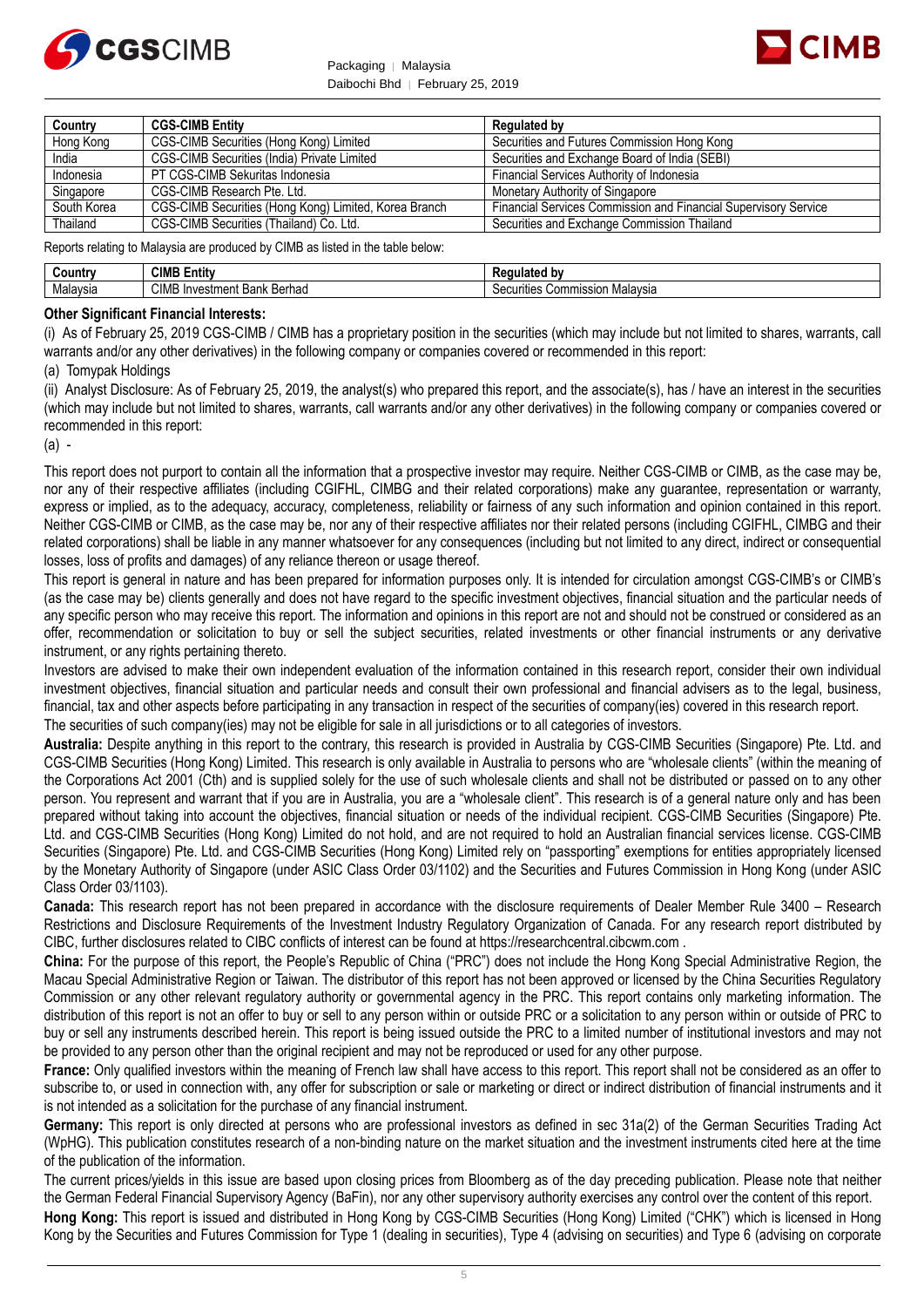| Country | CGS-CIMB Entity | Regulated by |
| --- | --- | --- |
| Hong Kong | CGS-CIMB Securities (Hong Kong) Limited | Securities and Futures Commission Hong Kong |
| India | CGS-CIMB Securities (India) Private Limited | Securities and Exchange Board of India (SEBI) |
| Indonesia | PT CGS-CIMB Sekuritas Indonesia | Financial Services Authority of Indonesia |
| Singapore | CGS-CIMB Research Pte. Ltd. | Monetary Authority of Singapore |
| South Korea | CGS-CIMB Securities (Hong Kong) Limited, Korea Branch | Financial Services Commission and Financial Supervisory Service |
| Thailand | CGS-CIMB Securities (Thailand) Co. Ltd. | Securities and Exchange Commission Thailand |

Reports relating to Malaysia are produced by CIMB as listed in the table below:

| Country | CIMB Entity | Regulated by |
| --- | --- | --- |
| Malaysia | CIMB Investment Bank Berhad | Securities Commission Malaysia |

**Other Significant Financial Interests:**

(i) As of February 25, 2019 CGS-CIMB / CIMB has a proprietary position in the securities (which may include but not limited to shares, warrants, call warrants and/or any other derivatives) in the following company or companies covered or recommended in this report:

(a) Tomypak Holdings

(ii) Analyst Disclosure: As of February 25, 2019, the analyst(s) who prepared this report, and the associate(s), has / have an interest in the securities (which may include but not limited to shares, warrants, call warrants and/or any other derivatives) in the following company or companies covered or recommended in this report:

(a) -

This report does not purport to contain all the information that a prospective investor may require. Neither CGS-CIMB or CIMB, as the case may be, nor any of their respective affiliates (including CGIFHL, CIMBG and their related corporations) make any guarantee, representation or warranty, express or implied, as to the adequacy, accuracy, completeness, reliability or fairness of any such information and opinion contained in this report. Neither CGS-CIMB or CIMB, as the case may be, nor any of their respective affiliates nor their related persons (including CGIFHL, CIMBG and their related corporations) shall be liable in any manner whatsoever for any consequences (including but not limited to any direct, indirect or consequential losses, loss of profits and damages) of any reliance thereon or usage thereof.

This report is general in nature and has been prepared for information purposes only. It is intended for circulation amongst CGS-CIMB's or CIMB's (as the case may be) clients generally and does not have regard to the specific investment objectives, financial situation and the particular needs of any specific person who may receive this report. The information and opinions in this report are not and should not be construed or considered as an offer, recommendation or solicitation to buy or sell the subject securities, related investments or other financial instruments or any derivative instrument, or any rights pertaining thereto.

Investors are advised to make their own independent evaluation of the information contained in this research report, consider their own individual investment objectives, financial situation and particular needs and consult their own professional and financial advisers as to the legal, business, financial, tax and other aspects before participating in any transaction in respect of the securities of company(ies) covered in this research report.

The securities of such company(ies) may not be eligible for sale in all jurisdictions or to all categories of investors.

**Australia:** Despite anything in this report to the contrary, this research is provided in Australia by CGS-CIMB Securities (Singapore) Pte. Ltd. and CGS-CIMB Securities (Hong Kong) Limited. This research is only available in Australia to persons who are "wholesale clients" (within the meaning of the Corporations Act 2001 (Cth) and is supplied solely for the use of such wholesale clients and shall not be distributed or passed on to any other person. You represent and warrant that if you are in Australia, you are a "wholesale client". This research is of a general nature only and has been prepared without taking into account the objectives, financial situation or needs of the individual recipient. CGS-CIMB Securities (Singapore) Pte. Ltd. and CGS-CIMB Securities (Hong Kong) Limited do not hold, and are not required to hold an Australian financial services license. CGS-CIMB Securities (Singapore) Pte. Ltd. and CGS-CIMB Securities (Hong Kong) Limited rely on "passporting" exemptions for entities appropriately licensed by the Monetary Authority of Singapore (under ASIC Class Order 03/1102) and the Securities and Futures Commission in Hong Kong (under ASIC Class Order 03/1103).

**Canada:** This research report has not been prepared in accordance with the disclosure requirements of Dealer Member Rule 3400 – Research Restrictions and Disclosure Requirements of the Investment Industry Regulatory Organization of Canada. For any research report distributed by CIBC, further disclosures related to CIBC conflicts of interest can be found at https://researchcentral.cibcwm.com .

**China:** For the purpose of this report, the People's Republic of China ("PRC") does not include the Hong Kong Special Administrative Region, the Macau Special Administrative Region or Taiwan. The distributor of this report has not been approved or licensed by the China Securities Regulatory Commission or any other relevant regulatory authority or governmental agency in the PRC. This report contains only marketing information. The distribution of this report is not an offer to buy or sell to any person within or outside PRC or a solicitation to any person within or outside of PRC to buy or sell any instruments described herein. This report is being issued outside the PRC to a limited number of institutional investors and may not be provided to any person other than the original recipient and may not be reproduced or used for any other purpose.

**France:** Only qualified investors within the meaning of French law shall have access to this report. This report shall not be considered as an offer to subscribe to, or used in connection with, any offer for subscription or sale or marketing or direct or indirect distribution of financial instruments and it is not intended as a solicitation for the purchase of any financial instrument.

**Germany:** This report is only directed at persons who are professional investors as defined in sec 31a(2) of the German Securities Trading Act (WpHG). This publication constitutes research of a non-binding nature on the market situation and the investment instruments cited here at the time of the publication of the information.

The current prices/yields in this issue are based upon closing prices from Bloomberg as of the day preceding publication. Please note that neither the German Federal Financial Supervisory Agency (BaFin), nor any other supervisory authority exercises any control over the content of this report.

**Hong Kong:** This report is issued and distributed in Hong Kong by CGS-CIMB Securities (Hong Kong) Limited ("CHK") which is licensed in Hong Kong by the Securities and Futures Commission for Type 1 (dealing in securities), Type 4 (advising on securities) and Type 6 (advising on corporate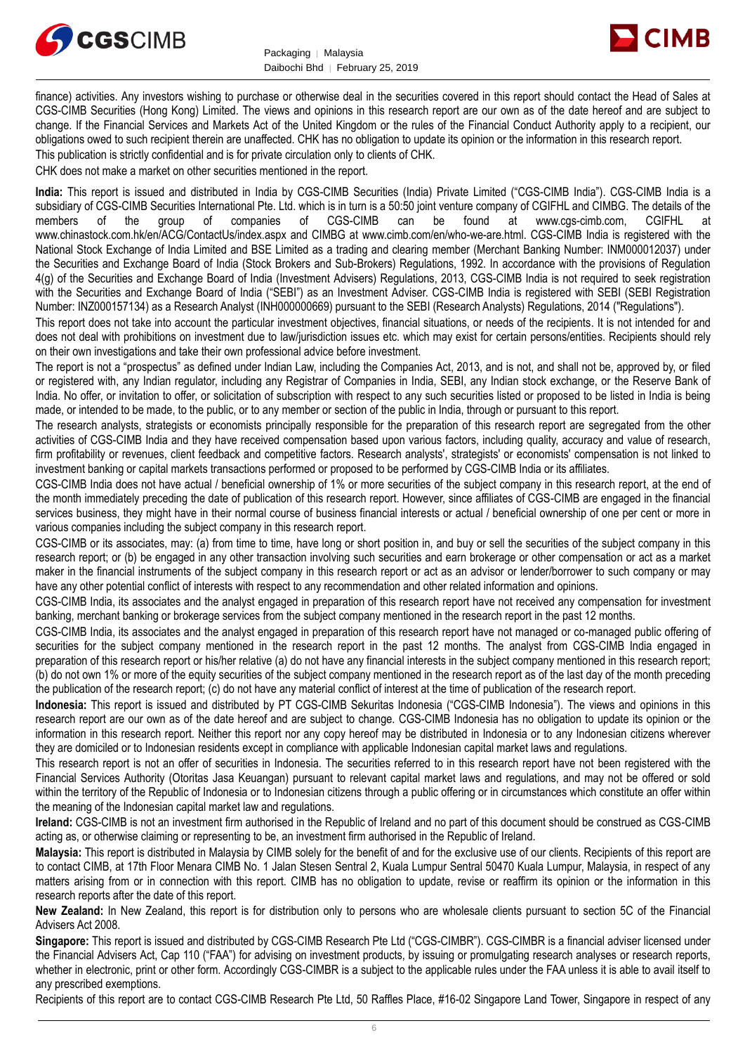finance) activities. Any investors wishing to purchase or otherwise deal in the securities covered in this report should contact the Head of Sales at CGS-CIMB Securities (Hong Kong) Limited. The views and opinions in this research report are our own as of the date hereof and are subject to change. If the Financial Services and Markets Act of the United Kingdom or the rules of the Financial Conduct Authority apply to a recipient, our obligations owed to such recipient therein are unaffected. CHK has no obligation to update its opinion or the information in this research report.

This publication is strictly confidential and is for private circulation only to clients of CHK.

CHK does not make a market on other securities mentioned in the report.

**India:** This report is issued and distributed in India by CGS-CIMB Securities (India) Private Limited ("CGS-CIMB India"). CGS-CIMB India is a subsidiary of CGS-CIMB Securities International Pte. Ltd. which is in turn is a 50:50 joint venture company of CGIFHL and CIMBG. The details of the members of the group of companies of CGS-CIMB can be found at www.cgs-cimb.com, CGIFHL at www.chinastock.com.hk/en/ACG/ContactUs/index.aspx and CIMBG at www.cimb.com/en/who-we-are.html. CGS-CIMB India is registered with the National Stock Exchange of India Limited and BSE Limited as a trading and clearing member (Merchant Banking Number: INM000012037) under the Securities and Exchange Board of India (Stock Brokers and Sub-Brokers) Regulations, 1992. In accordance with the provisions of Regulation 4(g) of the Securities and Exchange Board of India (Investment Advisers) Regulations, 2013, CGS-CIMB India is not required to seek registration with the Securities and Exchange Board of India ("SEBI") as an Investment Adviser. CGS-CIMB India is registered with SEBI (SEBI Registration Number: INZ000157134) as a Research Analyst (INH000000669) pursuant to the SEBI (Research Analysts) Regulations, 2014 ("Regulations").

This report does not take into account the particular investment objectives, financial situations, or needs of the recipients. It is not intended for and does not deal with prohibitions on investment due to law/jurisdiction issues etc. which may exist for certain persons/entities. Recipients should rely on their own investigations and take their own professional advice before investment.

The report is not a "prospectus" as defined under Indian Law, including the Companies Act, 2013, and is not, and shall not be, approved by, or filed or registered with, any Indian regulator, including any Registrar of Companies in India, SEBI, any Indian stock exchange, or the Reserve Bank of India. No offer, or invitation to offer, or solicitation of subscription with respect to any such securities listed or proposed to be listed in India is being made, or intended to be made, to the public, or to any member or section of the public in India, through or pursuant to this report.

The research analysts, strategists or economists principally responsible for the preparation of this research report are segregated from the other activities of CGS-CIMB India and they have received compensation based upon various factors, including quality, accuracy and value of research, firm profitability or revenues, client feedback and competitive factors. Research analysts', strategists' or economists' compensation is not linked to investment banking or capital markets transactions performed or proposed to be performed by CGS-CIMB India or its affiliates.

CGS-CIMB India does not have actual / beneficial ownership of 1% or more securities of the subject company in this research report, at the end of the month immediately preceding the date of publication of this research report. However, since affiliates of CGS-CIMB are engaged in the financial services business, they might have in their normal course of business financial interests or actual / beneficial ownership of one per cent or more in various companies including the subject company in this research report.

CGS-CIMB or its associates, may: (a) from time to time, have long or short position in, and buy or sell the securities of the subject company in this research report; or (b) be engaged in any other transaction involving such securities and earn brokerage or other compensation or act as a market maker in the financial instruments of the subject company in this research report or act as an advisor or lender/borrower to such company or may have any other potential conflict of interests with respect to any recommendation and other related information and opinions.

CGS-CIMB India, its associates and the analyst engaged in preparation of this research report have not received any compensation for investment banking, merchant banking or brokerage services from the subject company mentioned in the research report in the past 12 months.

CGS-CIMB India, its associates and the analyst engaged in preparation of this research report have not managed or co-managed public offering of securities for the subject company mentioned in the research report in the past 12 months. The analyst from CGS-CIMB India engaged in preparation of this research report or his/her relative (a) do not have any financial interests in the subject company mentioned in this research report; (b) do not own 1% or more of the equity securities of the subject company mentioned in the research report as of the last day of the month preceding the publication of the research report; (c) do not have any material conflict of interest at the time of publication of the research report.

**Indonesia:** This report is issued and distributed by PT CGS-CIMB Sekuritas Indonesia ("CGS-CIMB Indonesia"). The views and opinions in this research report are our own as of the date hereof and are subject to change. CGS-CIMB Indonesia has no obligation to update its opinion or the information in this research report. Neither this report nor any copy hereof may be distributed in Indonesia or to any Indonesian citizens wherever they are domiciled or to Indonesian residents except in compliance with applicable Indonesian capital market laws and regulations.

This research report is not an offer of securities in Indonesia. The securities referred to in this research report have not been registered with the Financial Services Authority (Otoritas Jasa Keuangan) pursuant to relevant capital market laws and regulations, and may not be offered or sold within the territory of the Republic of Indonesia or to Indonesian citizens through a public offering or in circumstances which constitute an offer within the meaning of the Indonesian capital market law and regulations.

**Ireland:** CGS-CIMB is not an investment firm authorised in the Republic of Ireland and no part of this document should be construed as CGS-CIMB acting as, or otherwise claiming or representing to be, an investment firm authorised in the Republic of Ireland.

**Malaysia:** This report is distributed in Malaysia by CIMB solely for the benefit of and for the exclusive use of our clients. Recipients of this report are to contact CIMB, at 17th Floor Menara CIMB No. 1 Jalan Stesen Sentral 2, Kuala Lumpur Sentral 50470 Kuala Lumpur, Malaysia, in respect of any matters arising from or in connection with this report. CIMB has no obligation to update, revise or reaffirm its opinion or the information in this research reports after the date of this report.

**New Zealand:** In New Zealand, this report is for distribution only to persons who are wholesale clients pursuant to section 5C of the Financial Advisers Act 2008.

**Singapore:** This report is issued and distributed by CGS-CIMB Research Pte Ltd ("CGS-CIMBR"). CGS-CIMBR is a financial adviser licensed under the Financial Advisers Act, Cap 110 ("FAA") for advising on investment products, by issuing or promulgating research analyses or research reports, whether in electronic, print or other form. Accordingly CGS-CIMBR is a subject to the applicable rules under the FAA unless it is able to avail itself to any prescribed exemptions.

Recipients of this report are to contact CGS-CIMB Research Pte Ltd, 50 Raffles Place, #16-02 Singapore Land Tower, Singapore in respect of any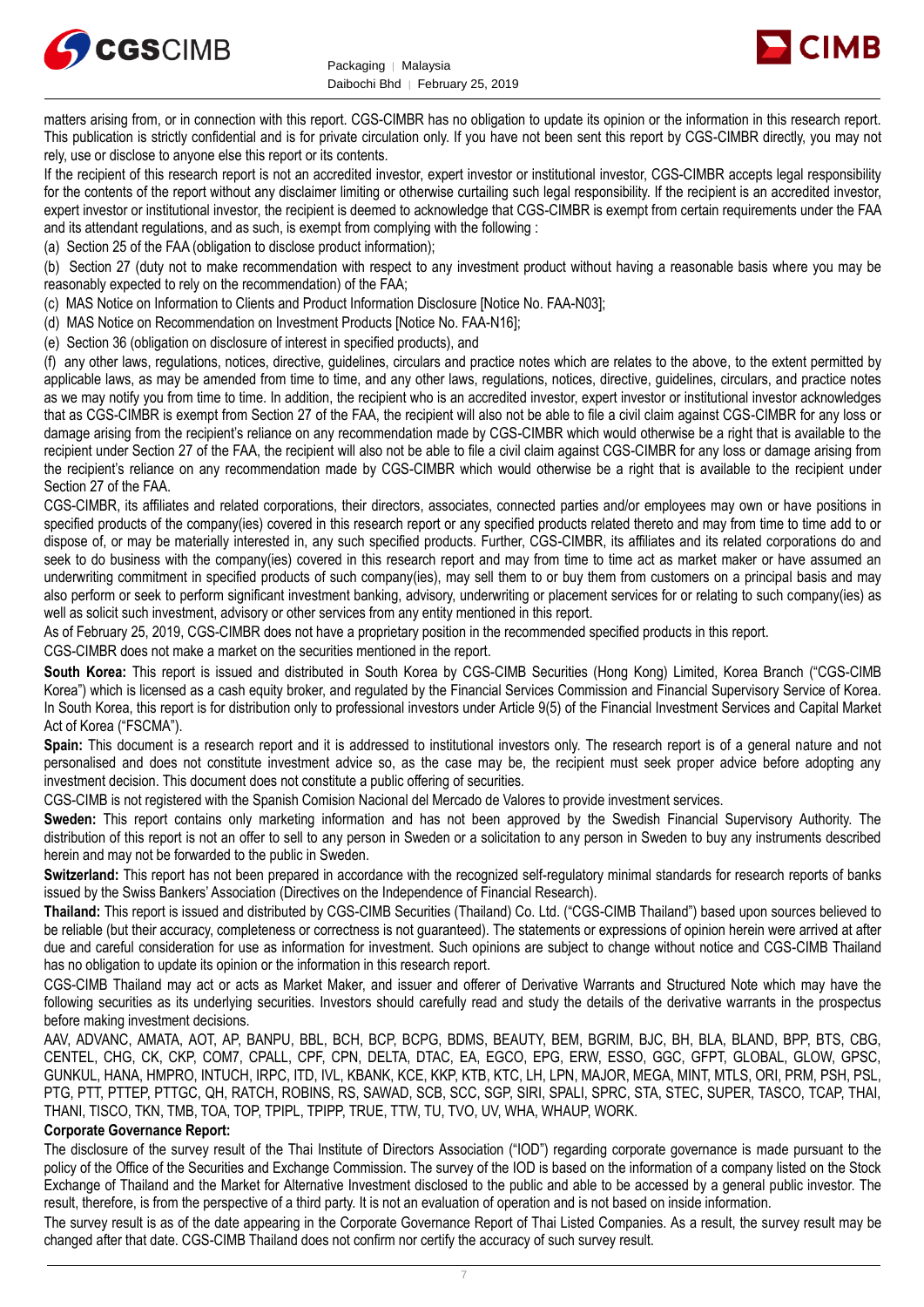matters arising from, or in connection with this report. CGS-CIMBR has no obligation to update its opinion or the information in this research report. This publication is strictly confidential and is for private circulation only. If you have not been sent this report by CGS-CIMBR directly, you may not rely, use or disclose to anyone else this report or its contents.

If the recipient of this research report is not an accredited investor, expert investor or institutional investor, CGS-CIMBR accepts legal responsibility for the contents of the report without any disclaimer limiting or otherwise curtailing such legal responsibility. If the recipient is an accredited investor, expert investor or institutional investor, the recipient is deemed to acknowledge that CGS-CIMBR is exempt from certain requirements under the FAA and its attendant regulations, and as such, is exempt from complying with the following :

(a) Section 25 of the FAA (obligation to disclose product information);

(b) Section 27 (duty not to make recommendation with respect to any investment product without having a reasonable basis where you may be reasonably expected to rely on the recommendation) of the FAA;

(c) MAS Notice on Information to Clients and Product Information Disclosure [Notice No. FAA-N03];

(d) MAS Notice on Recommendation on Investment Products [Notice No. FAA-N16];

(e) Section 36 (obligation on disclosure of interest in specified products), and

(f) any other laws, regulations, notices, directive, guidelines, circulars and practice notes which are relates to the above, to the extent permitted by applicable laws, as may be amended from time to time, and any other laws, regulations, notices, directive, guidelines, circulars, and practice notes as we may notify you from time to time. In addition, the recipient who is an accredited investor, expert investor or institutional investor acknowledges that as CGS-CIMBR is exempt from Section 27 of the FAA, the recipient will also not be able to file a civil claim against CGS-CIMBR for any loss or damage arising from the recipient's reliance on any recommendation made by CGS-CIMBR which would otherwise be a right that is available to the recipient under Section 27 of the FAA, the recipient will also not be able to file a civil claim against CGS-CIMBR for any loss or damage arising from the recipient's reliance on any recommendation made by CGS-CIMBR which would otherwise be a right that is available to the recipient under Section 27 of the FAA.

CGS-CIMBR, its affiliates and related corporations, their directors, associates, connected parties and/or employees may own or have positions in specified products of the company(ies) covered in this research report or any specified products related thereto and may from time to time add to or dispose of, or may be materially interested in, any such specified products. Further, CGS-CIMBR, its affiliates and its related corporations do and seek to do business with the company(ies) covered in this research report and may from time to time act as market maker or have assumed an underwriting commitment in specified products of such company(ies), may sell them to or buy them from customers on a principal basis and may also perform or seek to perform significant investment banking, advisory, underwriting or placement services for or relating to such company(ies) as well as solicit such investment, advisory or other services from any entity mentioned in this report.

As of February 25, 2019, CGS-CIMBR does not have a proprietary position in the recommended specified products in this report.

CGS-CIMBR does not make a market on the securities mentioned in the report.

**South Korea:** This report is issued and distributed in South Korea by CGS-CIMB Securities (Hong Kong) Limited, Korea Branch ("CGS-CIMB Korea") which is licensed as a cash equity broker, and regulated by the Financial Services Commission and Financial Supervisory Service of Korea. In South Korea, this report is for distribution only to professional investors under Article 9(5) of the Financial Investment Services and Capital Market Act of Korea ("FSCMA").

**Spain:** This document is a research report and it is addressed to institutional investors only. The research report is of a general nature and not personalised and does not constitute investment advice so, as the case may be, the recipient must seek proper advice before adopting any investment decision. This document does not constitute a public offering of securities.

CGS-CIMB is not registered with the Spanish Comision Nacional del Mercado de Valores to provide investment services.

**Sweden:** This report contains only marketing information and has not been approved by the Swedish Financial Supervisory Authority. The distribution of this report is not an offer to sell to any person in Sweden or a solicitation to any person in Sweden to buy any instruments described herein and may not be forwarded to the public in Sweden.

**Switzerland:** This report has not been prepared in accordance with the recognized self-regulatory minimal standards for research reports of banks issued by the Swiss Bankers' Association (Directives on the Independence of Financial Research).

**Thailand:** This report is issued and distributed by CGS-CIMB Securities (Thailand) Co. Ltd. ("CGS-CIMB Thailand") based upon sources believed to be reliable (but their accuracy, completeness or correctness is not guaranteed). The statements or expressions of opinion herein were arrived at after due and careful consideration for use as information for investment. Such opinions are subject to change without notice and CGS-CIMB Thailand has no obligation to update its opinion or the information in this research report.

CGS-CIMB Thailand may act or acts as Market Maker, and issuer and offerer of Derivative Warrants and Structured Note which may have the following securities as its underlying securities. Investors should carefully read and study the details of the derivative warrants in the prospectus before making investment decisions.

AAV, ADVANC, AMATA, AOT, AP, BANPU, BBL, BCH, BCP, BCPG, BDMS, BEAUTY, BEM, BGRIM, BJC, BH, BLA, BLAND, BPP, BTS, CBG, CENTEL, CHG, CK, CKP, COM7, CPALL, CPF, CPN, DELTA, DTAC, EA, EGCO, EPG, ERW, ESSO, GGC, GFPT, GLOBAL, GLOW, GPSC, GUNKUL, HANA, HMPRO, INTUCH, IRPC, ITD, IVL, KBANK, KCE, KKP, KTB, KTC, LH, LPN, MAJOR, MEGA, MINT, MTLS, ORI, PRM, PSH, PSL, PTG, PTT, PTTEP, PTTGC, QH, RATCH, ROBINS, RS, SAWAD, SCB, SCC, SGP, SIRI, SPALI, SPRC, STA, STEC, SUPER, TASCO, TCAP, THAI, THANI, TISCO, TKN, TMB, TOA, TOP, TPIPL, TPIPP, TRUE, TTW, TU, TVO, UV, WHA, WHAUP, WORK.

**Corporate Governance Report:**

The disclosure of the survey result of the Thai Institute of Directors Association ("IOD") regarding corporate governance is made pursuant to the policy of the Office of the Securities and Exchange Commission. The survey of the IOD is based on the information of a company listed on the Stock Exchange of Thailand and the Market for Alternative Investment disclosed to the public and able to be accessed by a general public investor. The result, therefore, is from the perspective of a third party. It is not an evaluation of operation and is not based on inside information.

The survey result is as of the date appearing in the Corporate Governance Report of Thai Listed Companies. As a result, the survey result may be changed after that date. CGS-CIMB Thailand does not confirm nor certify the accuracy of such survey result.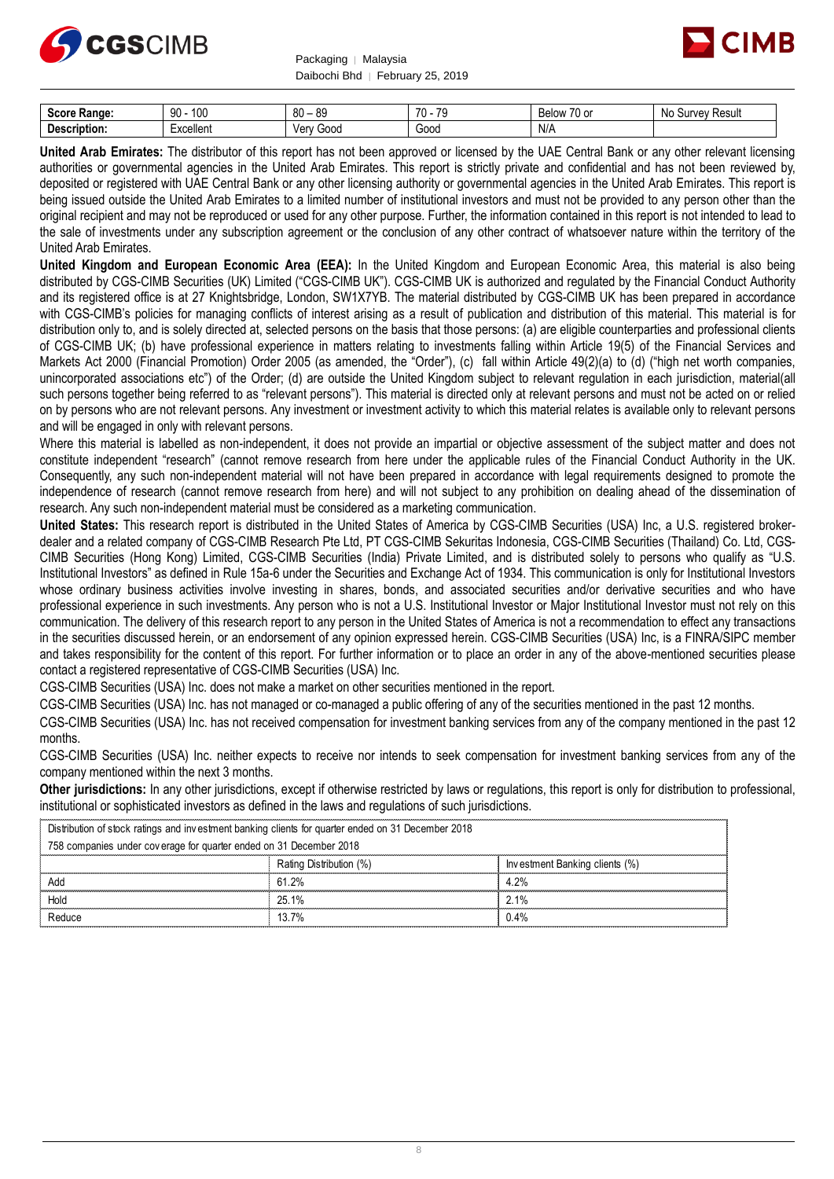| Score Range: | 90 - 100 | 80 – 89 | 70 - 79 | Below 70 or | No Survey Result |
|---|---|---|---|---|---|
| Description: | Excellent | Very Good | Good | N/A | |

**United Arab Emirates:** The distributor of this report has not been approved or licensed by the UAE Central Bank or any other relevant licensing authorities or governmental agencies in the United Arab Emirates. This report is strictly private and confidential and has not been reviewed by, deposited or registered with UAE Central Bank or any other licensing authority or governmental agencies in the United Arab Emirates. This report is being issued outside the United Arab Emirates to a limited number of institutional investors and must not be provided to any person other than the original recipient and may not be reproduced or used for any other purpose. Further, the information contained in this report is not intended to lead to the sale of investments under any subscription agreement or the conclusion of any other contract of whatsoever nature within the territory of the United Arab Emirates.

**United Kingdom and European Economic Area (EEA):** In the United Kingdom and European Economic Area, this material is also being distributed by CGS-CIMB Securities (UK) Limited ("CGS-CIMB UK"). CGS-CIMB UK is authorized and regulated by the Financial Conduct Authority and its registered office is at 27 Knightsbridge, London, SW1X7YB. The material distributed by CGS-CIMB UK has been prepared in accordance with CGS-CIMB's policies for managing conflicts of interest arising as a result of publication and distribution of this material. This material is for distribution only to, and is solely directed at, selected persons on the basis that those persons: (a) are eligible counterparties and professional clients of CGS-CIMB UK; (b) have professional experience in matters relating to investments falling within Article 19(5) of the Financial Services and Markets Act 2000 (Financial Promotion) Order 2005 (as amended, the "Order"), (c) fall within Article 49(2)(a) to (d) ("high net worth companies, unincorporated associations etc") of the Order; (d) are outside the United Kingdom subject to relevant regulation in each jurisdiction, material(all such persons together being referred to as "relevant persons"). This material is directed only at relevant persons and must not be acted on or relied on by persons who are not relevant persons. Any investment or investment activity to which this material relates is available only to relevant persons and will be engaged in only with relevant persons.

Where this material is labelled as non-independent, it does not provide an impartial or objective assessment of the subject matter and does not constitute independent "research" (cannot remove research from here under the applicable rules of the Financial Conduct Authority in the UK. Consequently, any such non-independent material will not have been prepared in accordance with legal requirements designed to promote the independence of research (cannot remove research from here) and will not subject to any prohibition on dealing ahead of the dissemination of research. Any such non-independent material must be considered as a marketing communication.

**United States:** This research report is distributed in the United States of America by CGS-CIMB Securities (USA) Inc, a U.S. registered broker-dealer and a related company of CGS-CIMB Research Pte Ltd, PT CGS-CIMB Sekuritas Indonesia, CGS-CIMB Securities (Thailand) Co. Ltd, CGS-CIMB Securities (Hong Kong) Limited, CGS-CIMB Securities (India) Private Limited, and is distributed solely to persons who qualify as "U.S. Institutional Investors" as defined in Rule 15a-6 under the Securities and Exchange Act of 1934. This communication is only for Institutional Investors whose ordinary business activities involve investing in shares, bonds, and associated securities and/or derivative securities and who have professional experience in such investments. Any person who is not a U.S. Institutional Investor or Major Institutional Investor must not rely on this communication. The delivery of this research report to any person in the United States of America is not a recommendation to effect any transactions in the securities discussed herein, or an endorsement of any opinion expressed herein. CGS-CIMB Securities (USA) Inc, is a FINRA/SIPC member and takes responsibility for the content of this report. For further information or to place an order in any of the above-mentioned securities please contact a registered representative of CGS-CIMB Securities (USA) Inc.

CGS-CIMB Securities (USA) Inc. does not make a market on other securities mentioned in the report.

CGS-CIMB Securities (USA) Inc. has not managed or co-managed a public offering of any of the securities mentioned in the past 12 months.

CGS-CIMB Securities (USA) Inc. has not received compensation for investment banking services from any of the company mentioned in the past 12 months.

CGS-CIMB Securities (USA) Inc. neither expects to receive nor intends to seek compensation for investment banking services from any of the company mentioned within the next 3 months.

**Other jurisdictions:** In any other jurisdictions, except if otherwise restricted by laws or regulations, this report is only for distribution to professional, institutional or sophisticated investors as defined in the laws and regulations of such jurisdictions.

| Distribution of stock ratings and investment banking clients for quarter ended on 31 December 2018 | | |
|---|---|---|
| 758 companies under coverage for quarter ended on 31 December 2018 | | |
| | Rating Distribution (%) | Investment Banking clients (%) |
| Add | 61.2% | 4.2% |
| Hold | 25.1% | 2.1% |
| Reduce | 13.7% | 0.4% |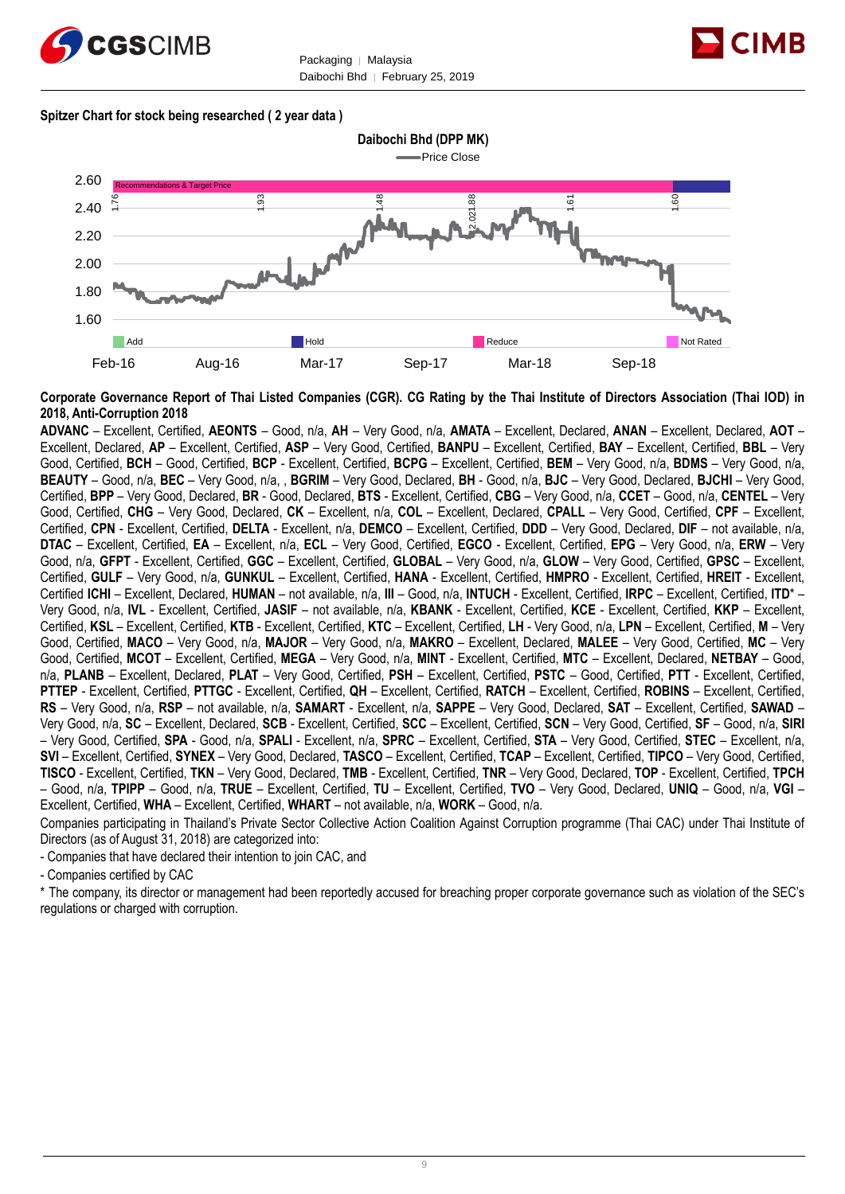**Spitzer Chart for stock being researched ( 2 year data )**

Daibochi Bhd (DPP MK)

Price Close

Recommendations & Target Price

1.76 1.93 1.48 2.02 1.88 1.61 1.60

2.60 2.40 2.20 2.00 1.80 1.60

Add Hold Reduce Not Rated

Feb-16 Aug-16 Mar-17 Sep-17 Mar-18 Sep-18

**Corporate Governance Report of Thai Listed Companies (CGR). CG Rating by the Thai Institute of Directors Association (Thai IOD) in 2018, Anti-Corruption 2018**

**ADVANC** – Excellent, Certified, **AEONTS** – Good, n/a, **AH** – Very Good, n/a, **AMATA** – Excellent, Declared, **ANAN** – Excellent, Declared, **AOT** – Excellent, Declared, **AP** – Excellent, Certified, **ASP** – Very Good, Certified, **BANPU** – Excellent, Certified, **BAY** – Excellent, Certified, **BBL** – Very Good, Certified, **BCH** – Good, Certified, **BCP** - Excellent, Certified, **BCPG** – Excellent, Certified, **BEM** – Very Good, n/a, **BDMS** – Very Good, n/a, **BEAUTY** – Good, n/a, **BEC** – Very Good, n/a, , **BGRIM** – Very Good, Declared, **BH** - Good, n/a, **BJC** – Very Good, Declared, **BJCHI** – Very Good, Certified, **BPP** – Very Good, Declared, **BR** - Good, Declared, **BTS** - Excellent, Certified, **CBG** – Very Good, n/a, **CCET** – Good, n/a, **CENTEL** – Very Good, Certified, **CHG** – Very Good, Declared, **CK** – Excellent, n/a, **COL** – Excellent, Declared, **CPALL** – Very Good, Certified, **CPF** – Excellent, Certified, **CPN** - Excellent, Certified, **DELTA** - Excellent, n/a, **DEMCO** – Excellent, Certified, **DDD** – Very Good, Declared, **DIF** – not available, n/a, **DTAC** – Excellent, Certified, **EA** – Excellent, n/a, **ECL** – Very Good, Certified, **EGCO** - Excellent, Certified, **EPG** – Very Good, n/a, **ERW** – Very Good, n/a, **GFPT** - Excellent, Certified, **GGC** – Excellent, Declared, **GLOBAL** – Very Good, n/a, **GLOW** – Very Good, Certified, **GPSC** – Excellent, Certified, **GULF** – Very Good, n/a, **GUNKUL** – Excellent, Certified, **HANA** - Excellent, Certified, **HMPRO** - Excellent, Certified, **HREIT** - Excellent, Certified **ICHI** – Excellent, Declared, **HUMAN** – not available, n/a, **III** – Good, n/a, **INTUCH** - Excellent, Certified, **IRPC** – Excellent, Certified, **ITD*** – Very Good, n/a, **IVL** - Excellent, Certified, **JASIF** – not available, n/a, **KBANK** - Excellent, Certified, **KCE** - Excellent, Certified, **KKP** – Excellent, Certified, **KSL** – Excellent, Certified, **KTB** - Excellent, Certified, **KTC** – Excellent, Certified, **LH** - Very Good, n/a, **LPN** – Excellent, Certified, **M** – Very Good, Certified, **MACO** – Very Good, n/a, **MAJOR** – Very Good, n/a, **MAKRO** – Excellent, Declared, **MALEE** – Very Good, Certified, **MC** – Very Good, Certified, **MCOT** – Excellent, Certified, **MEGA** – Very Good, n/a, **MINT** - Excellent, Certified, **MTC** – Excellent, Declared, **NETBAY** – Good, n/a, **PLANB** – Excellent, Declared, **PLAT** – Very Good, Certified, **PSH** – Excellent, Certified, **PSTC** – Good, Certified, **PTT** - Excellent, Certified, **PTTEP** - Excellent, Certified, **PTTGC** - Excellent, Certified, **QH** – Excellent, Certified, **RATCH** – Excellent, Certified, **ROBINS** – Excellent, Certified, **RS** – Very Good, n/a, **RSP** – not available, n/a, **SAMART** - Excellent, n/a, **SAPPE** – Very Good, Declared, **SAT** – Excellent, Certified, **SAWAD** – Very Good, n/a, **SC** – Excellent, Declared, **SCB** - Excellent, Certified, **SCC** – Excellent, Certified, **SCN** – Very Good, Certified, **SF** – Good, n/a, **SIRI** – Very Good, Certified, **SPA** - Good, n/a, **SPALI** - Excellent, n/a, **SPRC** – Excellent, Certified, **STA** – Very Good, Certified, **STEC** – Excellent, n/a, **SVI** – Excellent, Certified, **SYNEX** – Very Good, Declared, **TASCO** – Excellent, Certified, **TCAP** – Excellent, Certified, **TIPCO** – Very Good, Certified, **TISCO** - Excellent, Certified, **TKN** – Very Good, Declared, **TMB** - Excellent, Certified, **TNR** – Very Good, Declared, **TOP** - Excellent, Certified, **TPCH** – Good, n/a, **TPIPP** – Good, n/a, **TRUE** – Excellent, Certified, **TU** – Excellent, Certified, **TVO** – Very Good, Declared, **UNIQ** – Good, n/a, **VGI** – Excellent, Certified, **WHA** – Excellent, Certified, **WHART** – not available, n/a, **WORK** – Good, n/a.

Companies participating in Thailand's Private Sector Collective Action Coalition Against Corruption programme (Thai CAC) under Thai Institute of Directors (as of August 31, 2018) are categorized into:

- Companies that have declared their intention to join CAC, and
- Companies certified by CAC

* The company, its director or management had been reportedly accused for breaching proper corporate governance such as violation of the SEC's regulations or charged with corruption.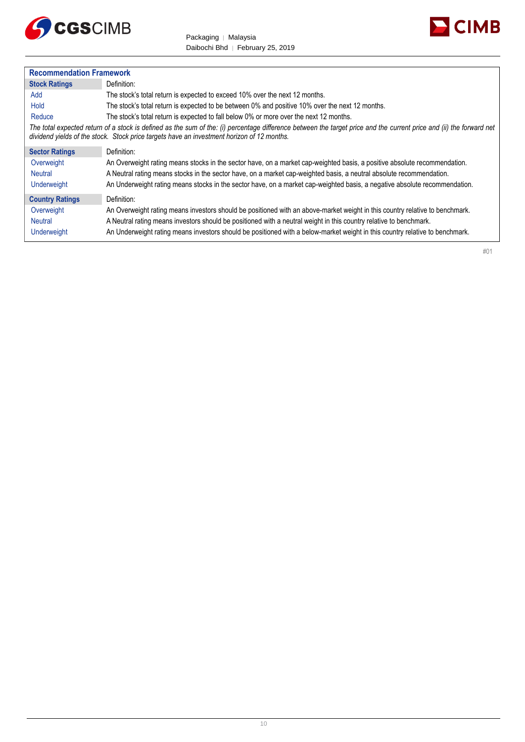## Recommendation Framework

| Stock Ratings | Definition: |
|---|---|
| Add | The stock's total return is expected to exceed 10% over the next 12 months. |
| Hold | The stock's total return is expected to be between 0% and positive 10% over the next 12 months. |
| Reduce | The stock's total return is expected to fall below 0% or more over the next 12 months. |

*The total expected return of a stock is defined as the sum of the: (i) percentage difference between the target price and the current price and (ii) the forward net dividend yields of the stock. Stock price targets have an investment horizon of 12 months.*

| Sector Ratings | Definition: |
|---|---|
| Overweight | An Overweight rating means stocks in the sector have, on a market cap-weighted basis, a positive absolute recommendation. |
| Neutral | A Neutral rating means stocks in the sector have, on a market cap-weighted basis, a neutral absolute recommendation. |
| Underweight | An Underweight rating means stocks in the sector have, on a market cap-weighted basis, a negative absolute recommendation. |

| Country Ratings | Definition: |
|---|---|
| Overweight | An Overweight rating means investors should be positioned with an above-market weight in this country relative to benchmark. |
| Neutral | A Neutral rating means investors should be positioned with a neutral weight in this country relative to benchmark. |
| Underweight | An Underweight rating means investors should be positioned with a below-market weight in this country relative to benchmark. |

#01